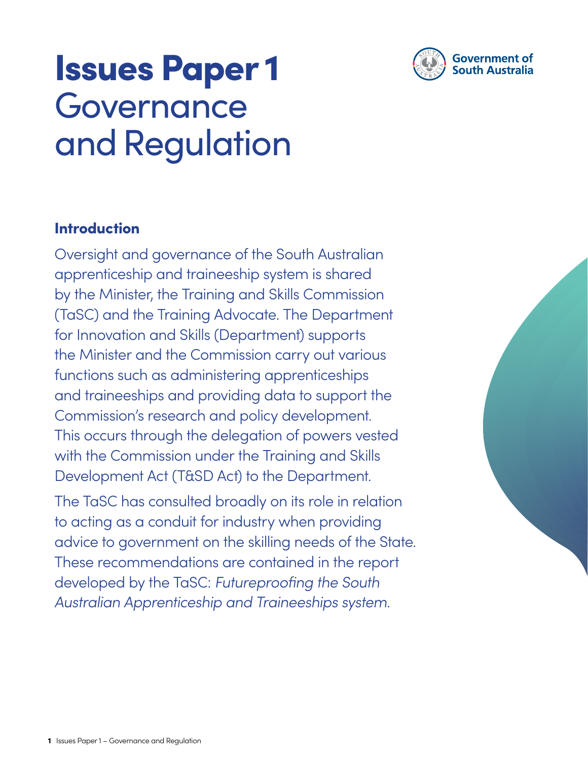# Issues Paper 1 Governance and Regulation

Government of South Australia

## Introduction

Oversight and governance of the South Australian apprenticeship and traineeship system is shared by the Minister, the Training and Skills Commission (TaSC) and the Training Advocate. The Department for Innovation and Skills (Department) supports the Minister and the Commission carry out various functions such as administering apprenticeships and traineeships and providing data to support the Commission's research and policy development. This occurs through the delegation of powers vested with the Commission under the Training and Skills Development Act (T&SD Act) to the Department.

The TaSC has consulted broadly on its role in relation to acting as a conduit for industry when providing advice to government on the skilling needs of the State. These recommendations are contained in the report developed by the TaSC: *Futureproofing the South Australian Apprenticeship and Traineeships system.*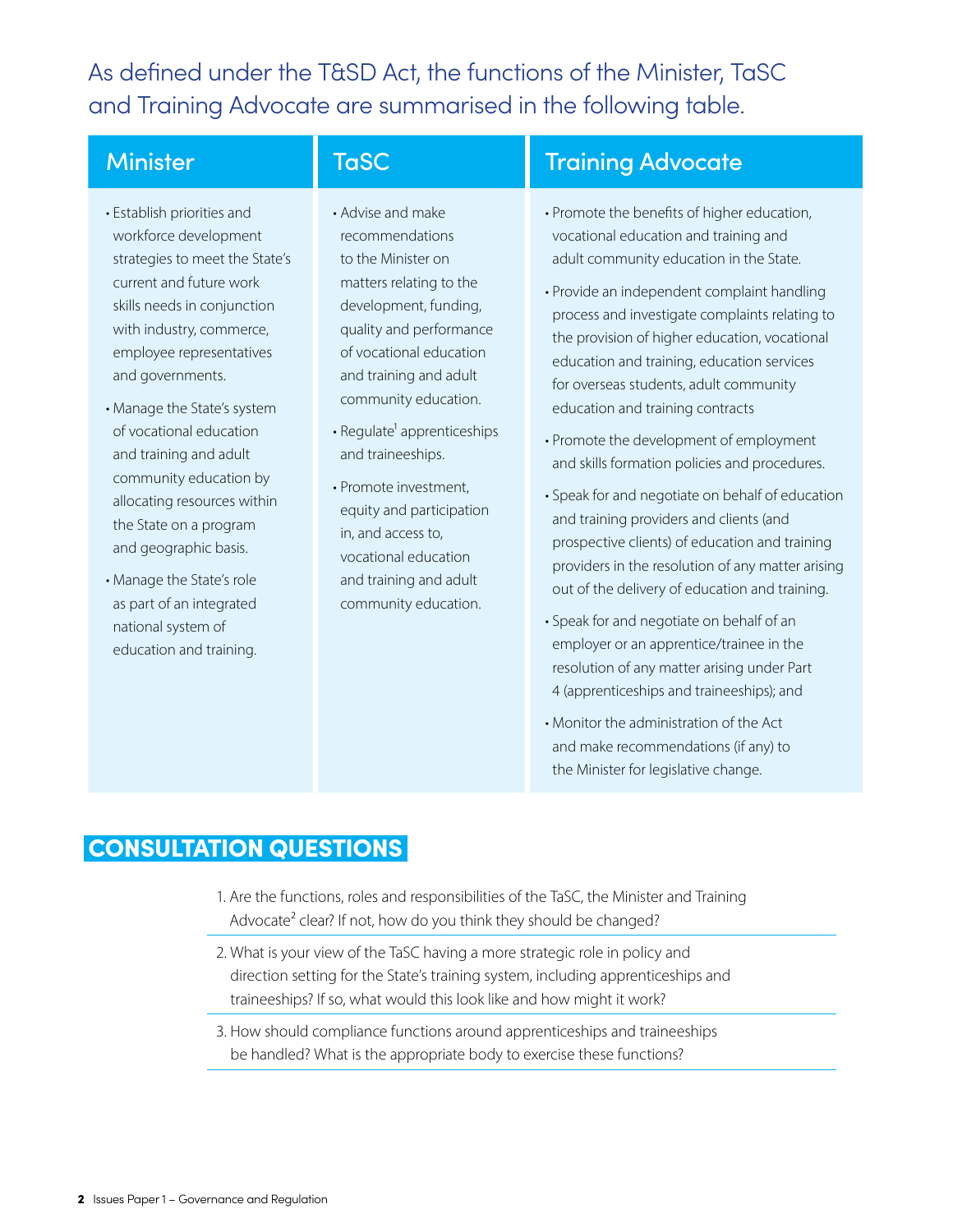## As defined under the T&SD Act, the functions of the Minister, TaSC and Training Advocate are summarised in the following table.

| Minister | TaSC | Training Advocate |
|---|---|---|
| • Establish priorities and workforce development strategies to meet the State's current and future work skills needs in conjunction with industry, commerce, employee representatives and governments.<br>• Manage the State's system of vocational education and training and adult community education by allocating resources within the State on a program and geographic basis.<br>• Manage the State's role as part of an integrated national system of education and training. | • Advise and make recommendations to the Minister on matters relating to the development, funding, quality and performance of vocational education and training and adult community education.<br>• Regulate[1] apprenticeships and traineeships.<br>• Promote investment, equity and participation in, and access to, vocational education and training and adult community education. | • Promote the benefits of higher education, vocational education and training and adult community education in the State.<br>• Provide an independent complaint handling process and investigate complaints relating to the provision of higher education, vocational education and training, education services for overseas students, adult community education and training contracts<br>• Promote the development of employment and skills formation policies and procedures.<br>• Speak for and negotiate on behalf of education and training providers and clients (and prospective clients) of education and training providers in the resolution of any matter arising out of the delivery of education and training.<br>• Speak for and negotiate on behalf of an employer or an apprentice/trainee in the resolution of any matter arising under Part 4 (apprenticeships and traineeships); and<br>• Monitor the administration of the Act and make recommendations (if any) to the Minister for legislative change. |

## CONSULTATION QUESTIONS

1. Are the functions, roles and responsibilities of the TaSC, the Minister and Training Advocate[2] clear? If not, how do you think they should be changed?
2. What is your view of the TaSC having a more strategic role in policy and direction setting for the State's training system, including apprenticeships and traineeships? If so, what would this look like and how might it work?
3. How should compliance functions around apprenticeships and traineeships be handled? What is the appropriate body to exercise these functions?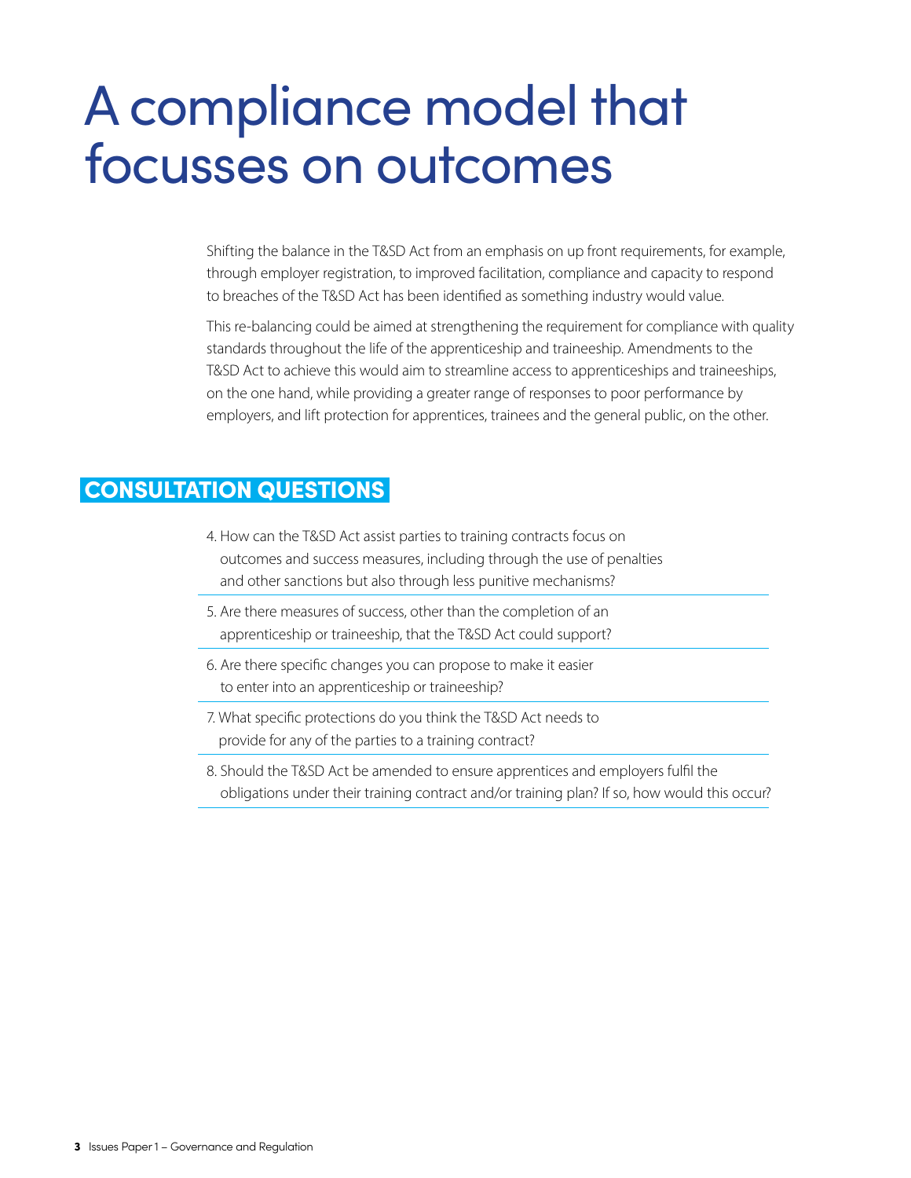# A compliance model that focusses on outcomes

Shifting the balance in the T&SD Act from an emphasis on up front requirements, for example, through employer registration, to improved facilitation, compliance and capacity to respond to breaches of the T&SD Act has been identified as something industry would value.

This re-balancing could be aimed at strengthening the requirement for compliance with quality standards throughout the life of the apprenticeship and traineeship. Amendments to the T&SD Act to achieve this would aim to streamline access to apprenticeships and traineeships, on the one hand, while providing a greater range of responses to poor performance by employers, and lift protection for apprentices, trainees and the general public, on the other.

## CONSULTATION QUESTIONS

4. How can the T&SD Act assist parties to training contracts focus on outcomes and success measures, including through the use of penalties and other sanctions but also through less punitive mechanisms?
5. Are there measures of success, other than the completion of an apprenticeship or traineeship, that the T&SD Act could support?
6. Are there specific changes you can propose to make it easier to enter into an apprenticeship or traineeship?
7. What specific protections do you think the T&SD Act needs to provide for any of the parties to a training contract?
8. Should the T&SD Act be amended to ensure apprentices and employers fulfil the obligations under their training contract and/or training plan? If so, how would this occur?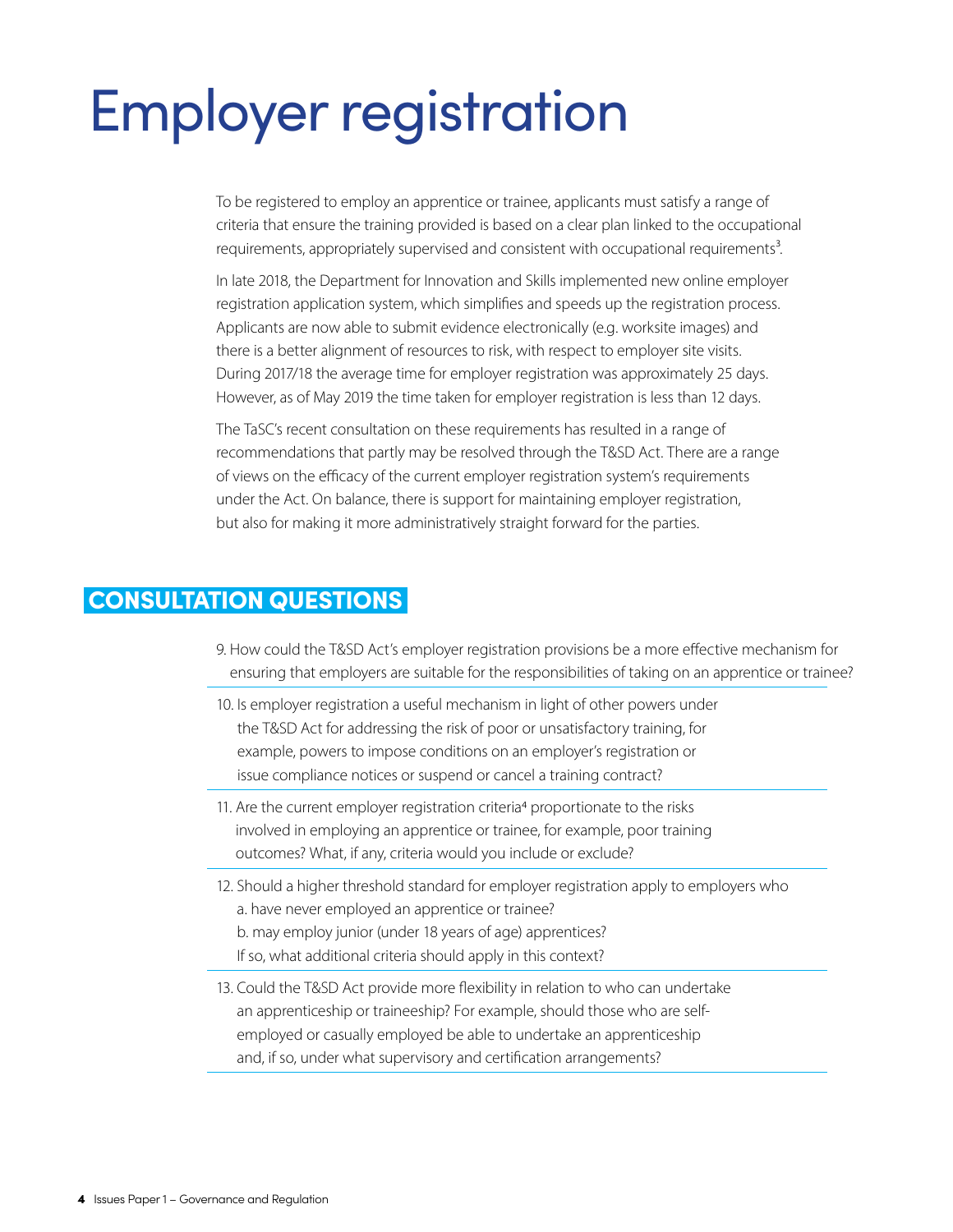# Employer registration

To be registered to employ an apprentice or trainee, applicants must satisfy a range of criteria that ensure the training provided is based on a clear plan linked to the occupational requirements, appropriately supervised and consistent with occupational requirements[3].

In late 2018, the Department for Innovation and Skills implemented new online employer registration application system, which simplifies and speeds up the registration process. Applicants are now able to submit evidence electronically (e.g. worksite images) and there is a better alignment of resources to risk, with respect to employer site visits. During 2017/18 the average time for employer registration was approximately 25 days. However, as of May 2019 the time taken for employer registration is less than 12 days.

The TaSC's recent consultation on these requirements has resulted in a range of recommendations that partly may be resolved through the T&SD Act. There are a range of views on the efficacy of the current employer registration system's requirements under the Act. On balance, there is support for maintaining employer registration, but also for making it more administratively straight forward for the parties.

## CONSULTATION QUESTIONS

9. How could the T&SD Act's employer registration provisions be a more effective mechanism for ensuring that employers are suitable for the responsibilities of taking on an apprentice or trainee?

10. Is employer registration a useful mechanism in light of other powers under the T&SD Act for addressing the risk of poor or unsatisfactory training, for example, powers to impose conditions on an employer's registration or issue compliance notices or suspend or cancel a training contract?

11. Are the current employer registration criteria[4] proportionate to the risks involved in employing an apprentice or trainee, for example, poor training outcomes? What, if any, criteria would you include or exclude?

12. Should a higher threshold standard for employer registration apply to employers who
    a. have never employed an apprentice or trainee?
    b. may employ junior (under 18 years of age) apprentices?
    If so, what additional criteria should apply in this context?

13. Could the T&SD Act provide more flexibility in relation to who can undertake an apprenticeship or traineeship? For example, should those who are self-employed or casually employed be able to undertake an apprenticeship and, if so, under what supervisory and certification arrangements?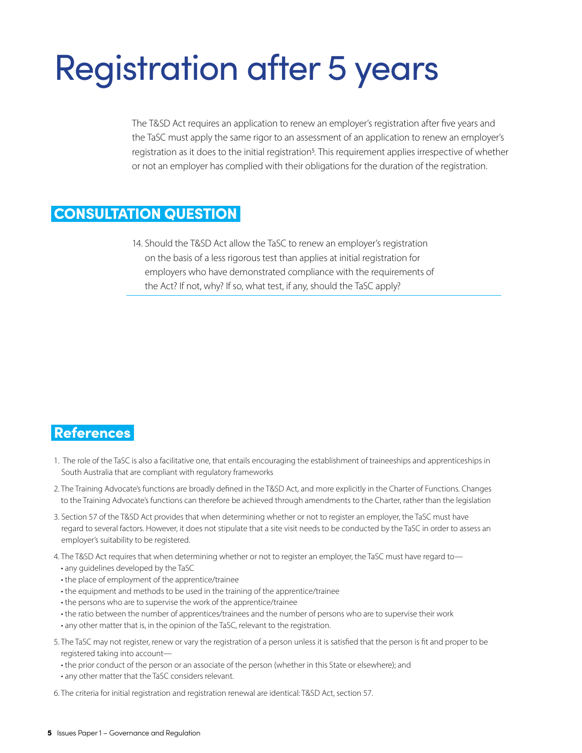# Registration after 5 years

The T&SD Act requires an application to renew an employer's registration after five years and the TaSC must apply the same rigor to an assessment of an application to renew an employer's registration as it does to the initial registration[5]. This requirement applies irrespective of whether or not an employer has complied with their obligations for the duration of the registration.

## CONSULTATION QUESTION

14. Should the T&SD Act allow the TaSC to renew an employer's registration on the basis of a less rigorous test than applies at initial registration for employers who have demonstrated compliance with the requirements of the Act? If not, why? If so, what test, if any, should the TaSC apply?

## References

1. The role of the TaSC is also a facilitative one, that entails encouraging the establishment of traineeships and apprenticeships in South Australia that are compliant with regulatory frameworks
2. The Training Advocate's functions are broadly defined in the T&SD Act, and more explicitly in the Charter of Functions. Changes to the Training Advocate's functions can therefore be achieved through amendments to the Charter, rather than the legislation
3. Section 57 of the T&SD Act provides that when determining whether or not to register an employer, the TaSC must have regard to several factors. However, it does not stipulate that a site visit needs to be conducted by the TaSC in order to assess an employer's suitability to be registered.
4. The T&SD Act requires that when determining whether or not to register an employer, the TaSC must have regard to—
   - any guidelines developed by the TaSC
   - the place of employment of the apprentice/trainee
   - the equipment and methods to be used in the training of the apprentice/trainee
   - the persons who are to supervise the work of the apprentice/trainee
   - the ratio between the number of apprentices/trainees and the number of persons who are to supervise their work
   - any other matter that is, in the opinion of the TaSC, relevant to the registration.
5. The TaSC may not register, renew or vary the registration of a person unless it is satisfied that the person is fit and proper to be registered taking into account—
   - the prior conduct of the person or an associate of the person (whether in this State or elsewhere); and
   - any other matter that the TaSC considers relevant.
6. The criteria for initial registration and registration renewal are identical: T&SD Act, section 57.